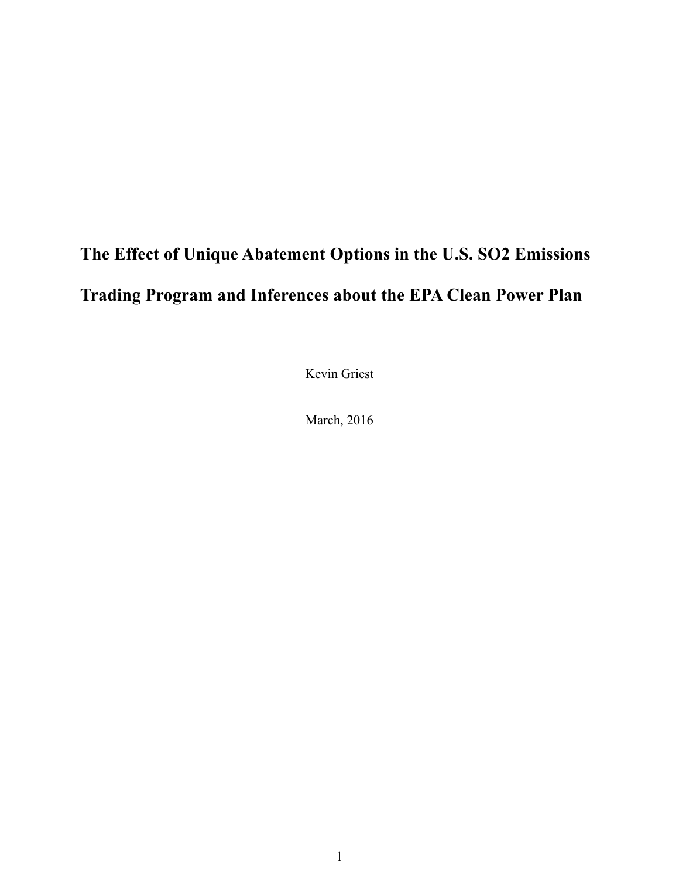# The Effect of Unique Abatement Options in the U.S. SO2 Emissions Trading Program and Inferences about the EPA Clean Power Plan

Kevin Griest

March, 2016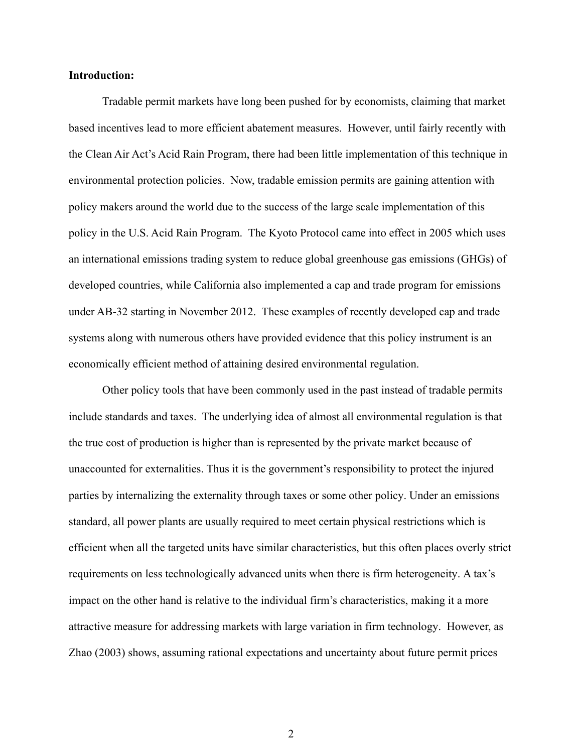**Introduction:**

Tradable permit markets have long been pushed for by economists, claiming that market based incentives lead to more efficient abatement measures. However, until fairly recently with the Clean Air Act's Acid Rain Program, there had been little implementation of this technique in environmental protection policies. Now, tradable emission permits are gaining attention with policy makers around the world due to the success of the large scale implementation of this policy in the U.S. Acid Rain Program. The Kyoto Protocol came into effect in 2005 which uses an international emissions trading system to reduce global greenhouse gas emissions (GHGs) of developed countries, while California also implemented a cap and trade program for emissions under AB-32 starting in November 2012. These examples of recently developed cap and trade systems along with numerous others have provided evidence that this policy instrument is an economically efficient method of attaining desired environmental regulation.

Other policy tools that have been commonly used in the past instead of tradable permits include standards and taxes. The underlying idea of almost all environmental regulation is that the true cost of production is higher than is represented by the private market because of unaccounted for externalities. Thus it is the government's responsibility to protect the injured parties by internalizing the externality through taxes or some other policy. Under an emissions standard, all power plants are usually required to meet certain physical restrictions which is efficient when all the targeted units have similar characteristics, but this often places overly strict requirements on less technologically advanced units when there is firm heterogeneity. A tax's impact on the other hand is relative to the individual firm's characteristics, making it a more attractive measure for addressing markets with large variation in firm technology. However, as Zhao (2003) shows, assuming rational expectations and uncertainty about future permit prices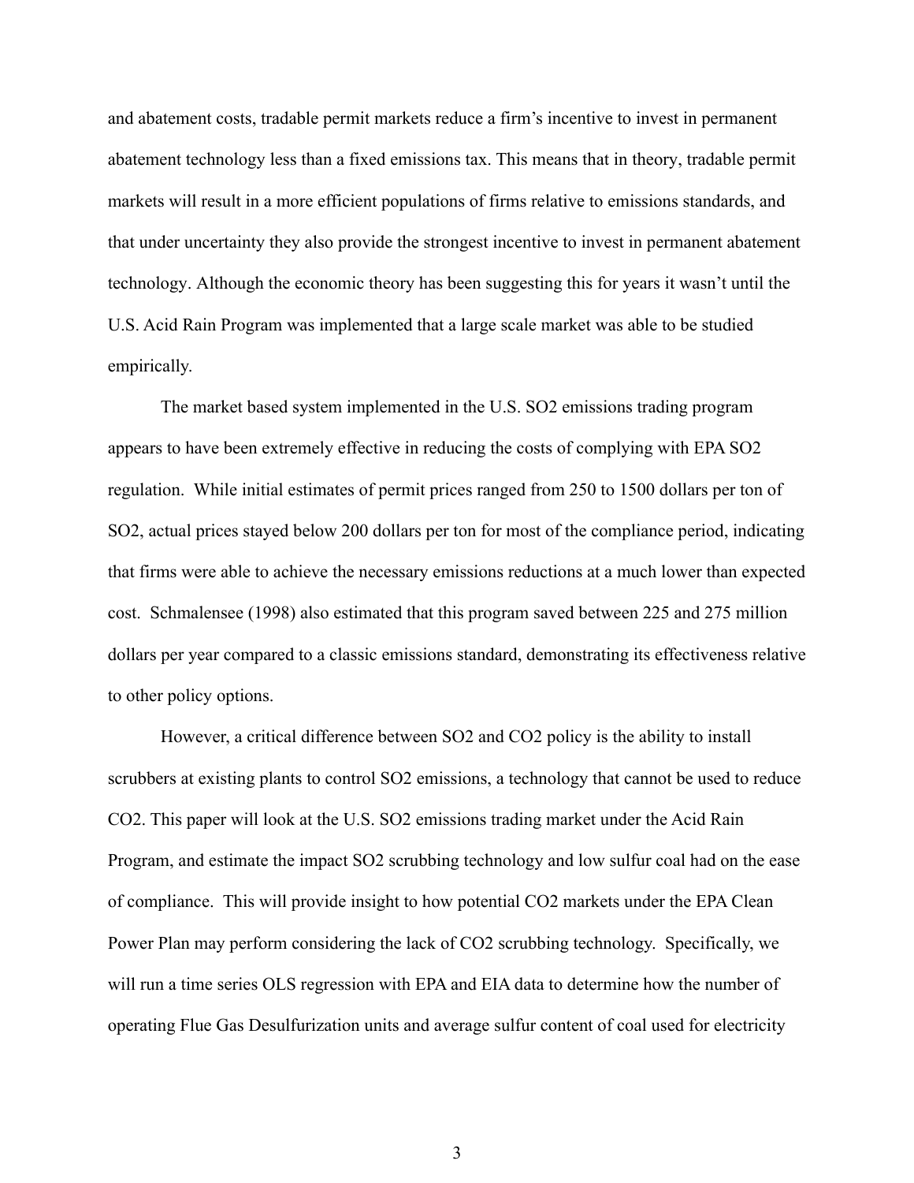and abatement costs, tradable permit markets reduce a firm's incentive to invest in permanent abatement technology less than a fixed emissions tax. This means that in theory, tradable permit markets will result in a more efficient populations of firms relative to emissions standards, and that under uncertainty they also provide the strongest incentive to invest in permanent abatement technology. Although the economic theory has been suggesting this for years it wasn't until the U.S. Acid Rain Program was implemented that a large scale market was able to be studied empirically.

The market based system implemented in the U.S. $SO_2$ emissions trading program appears to have been extremely effective in reducing the costs of complying with EPA $SO_2$ regulation. While initial estimates of permit prices ranged from 250 to 1500 dollars per ton of $SO_2$, actual prices stayed below 200 dollars per ton for most of the compliance period, indicating that firms were able to achieve the necessary emissions reductions at a much lower than expected cost. Schmalensee (1998) also estimated that this program saved between 225 and 275 million dollars per year compared to a classic emissions standard, demonstrating its effectiveness relative to other policy options.

However, a critical difference between $SO_2$ and $CO_2$ policy is the ability to install scrubbers at existing plants to control $SO_2$ emissions, a technology that cannot be used to reduce $CO_2$. This paper will look at the U.S. $SO_2$ emissions trading market under the Acid Rain Program, and estimate the impact $SO_2$ scrubbing technology and low sulfur coal had on the ease of compliance. This will provide insight to how potential $CO_2$ markets under the EPA Clean Power Plan may perform considering the lack of $CO_2$ scrubbing technology. Specifically, we will run a time series OLS regression with EPA and EIA data to determine how the number of operating Flue Gas Desulfurization units and average sulfur content of coal used for electricity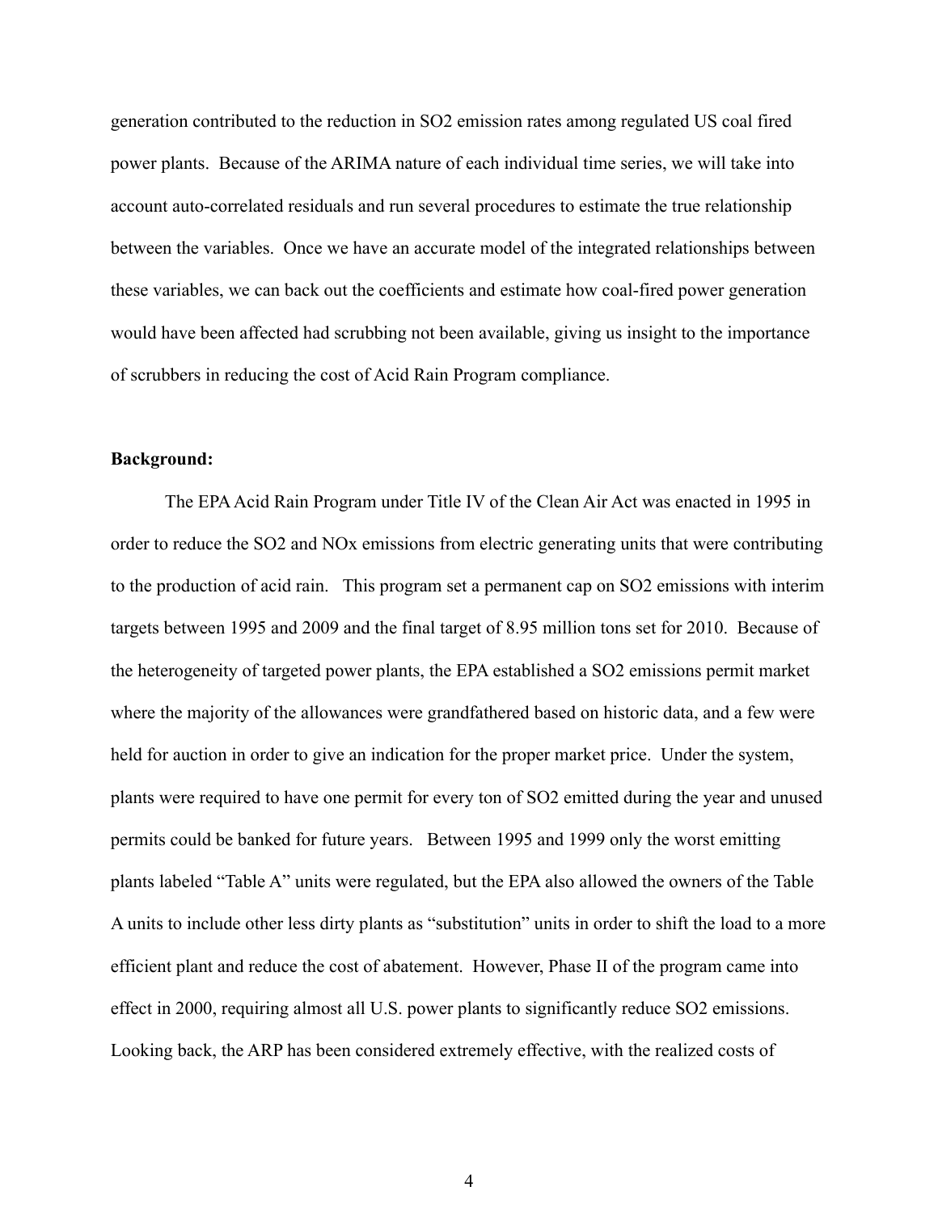generation contributed to the reduction in SO2 emission rates among regulated US coal fired power plants. Because of the ARIMA nature of each individual time series, we will take into account auto-correlated residuals and run several procedures to estimate the true relationship between the variables. Once we have an accurate model of the integrated relationships between these variables, we can back out the coefficients and estimate how coal-fired power generation would have been affected had scrubbing not been available, giving us insight to the importance of scrubbers in reducing the cost of Acid Rain Program compliance.

**Background:**

The EPA Acid Rain Program under Title IV of the Clean Air Act was enacted in 1995 in order to reduce the SO2 and NOx emissions from electric generating units that were contributing to the production of acid rain. This program set a permanent cap on SO2 emissions with interim targets between 1995 and 2009 and the final target of 8.95 million tons set for 2010. Because of the heterogeneity of targeted power plants, the EPA established a SO2 emissions permit market where the majority of the allowances were grandfathered based on historic data, and a few were held for auction in order to give an indication for the proper market price. Under the system, plants were required to have one permit for every ton of SO2 emitted during the year and unused permits could be banked for future years. Between 1995 and 1999 only the worst emitting plants labeled "Table A" units were regulated, but the EPA also allowed the owners of the Table A units to include other less dirty plants as "substitution" units in order to shift the load to a more efficient plant and reduce the cost of abatement. However, Phase II of the program came into effect in 2000, requiring almost all U.S. power plants to significantly reduce SO2 emissions. Looking back, the ARP has been considered extremely effective, with the realized costs of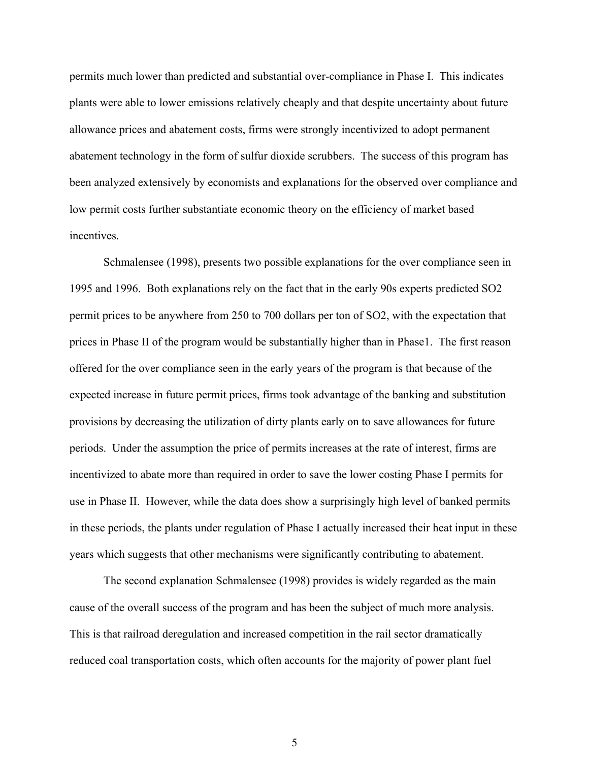permits much lower than predicted and substantial over-compliance in Phase I. This indicates plants were able to lower emissions relatively cheaply and that despite uncertainty about future allowance prices and abatement costs, firms were strongly incentivized to adopt permanent abatement technology in the form of sulfur dioxide scrubbers. The success of this program has been analyzed extensively by economists and explanations for the observed over compliance and low permit costs further substantiate economic theory on the efficiency of market based incentives.

Schmalensee (1998), presents two possible explanations for the over compliance seen in 1995 and 1996. Both explanations rely on the fact that in the early 90s experts predicted SO2 permit prices to be anywhere from 250 to 700 dollars per ton of SO2, with the expectation that prices in Phase II of the program would be substantially higher than in Phase1. The first reason offered for the over compliance seen in the early years of the program is that because of the expected increase in future permit prices, firms took advantage of the banking and substitution provisions by decreasing the utilization of dirty plants early on to save allowances for future periods. Under the assumption the price of permits increases at the rate of interest, firms are incentivized to abate more than required in order to save the lower costing Phase I permits for use in Phase II. However, while the data does show a surprisingly high level of banked permits in these periods, the plants under regulation of Phase I actually increased their heat input in these years which suggests that other mechanisms were significantly contributing to abatement.

The second explanation Schmalensee (1998) provides is widely regarded as the main cause of the overall success of the program and has been the subject of much more analysis. This is that railroad deregulation and increased competition in the rail sector dramatically reduced coal transportation costs, which often accounts for the majority of power plant fuel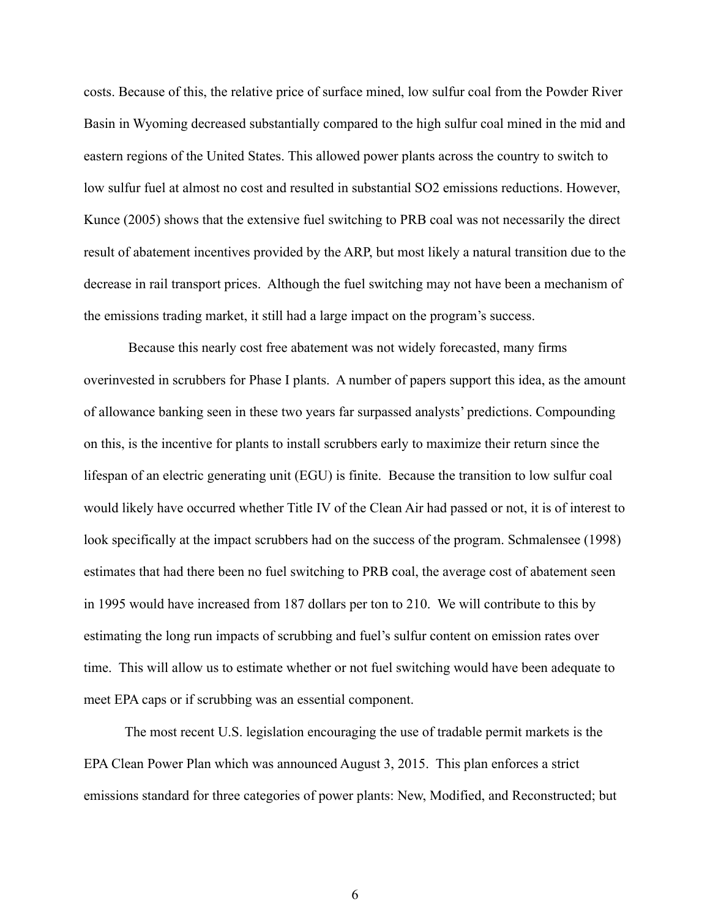costs. Because of this, the relative price of surface mined, low sulfur coal from the Powder River Basin in Wyoming decreased substantially compared to the high sulfur coal mined in the mid and eastern regions of the United States. This allowed power plants across the country to switch to low sulfur fuel at almost no cost and resulted in substantial $SO_2$ emissions reductions. However, Kunce (2005) shows that the extensive fuel switching to PRB coal was not necessarily the direct result of abatement incentives provided by the ARP, but most likely a natural transition due to the decrease in rail transport prices. Although the fuel switching may not have been a mechanism of the emissions trading market, it still had a large impact on the program's success.

Because this nearly cost free abatement was not widely forecasted, many firms overinvested in scrubbers for Phase I plants. A number of papers support this idea, as the amount of allowance banking seen in these two years far surpassed analysts' predictions. Compounding on this, is the incentive for plants to install scrubbers early to maximize their return since the lifespan of an electric generating unit (EGU) is finite. Because the transition to low sulfur coal would likely have occurred whether Title IV of the Clean Air had passed or not, it is of interest to look specifically at the impact scrubbers had on the success of the program. Schmalensee (1998) estimates that had there been no fuel switching to PRB coal, the average cost of abatement seen in 1995 would have increased from 187 dollars per ton to 210. We will contribute to this by estimating the long run impacts of scrubbing and fuel's sulfur content on emission rates over time. This will allow us to estimate whether or not fuel switching would have been adequate to meet EPA caps or if scrubbing was an essential component.

The most recent U.S. legislation encouraging the use of tradable permit markets is the EPA Clean Power Plan which was announced August 3, 2015. This plan enforces a strict emissions standard for three categories of power plants: New, Modified, and Reconstructed; but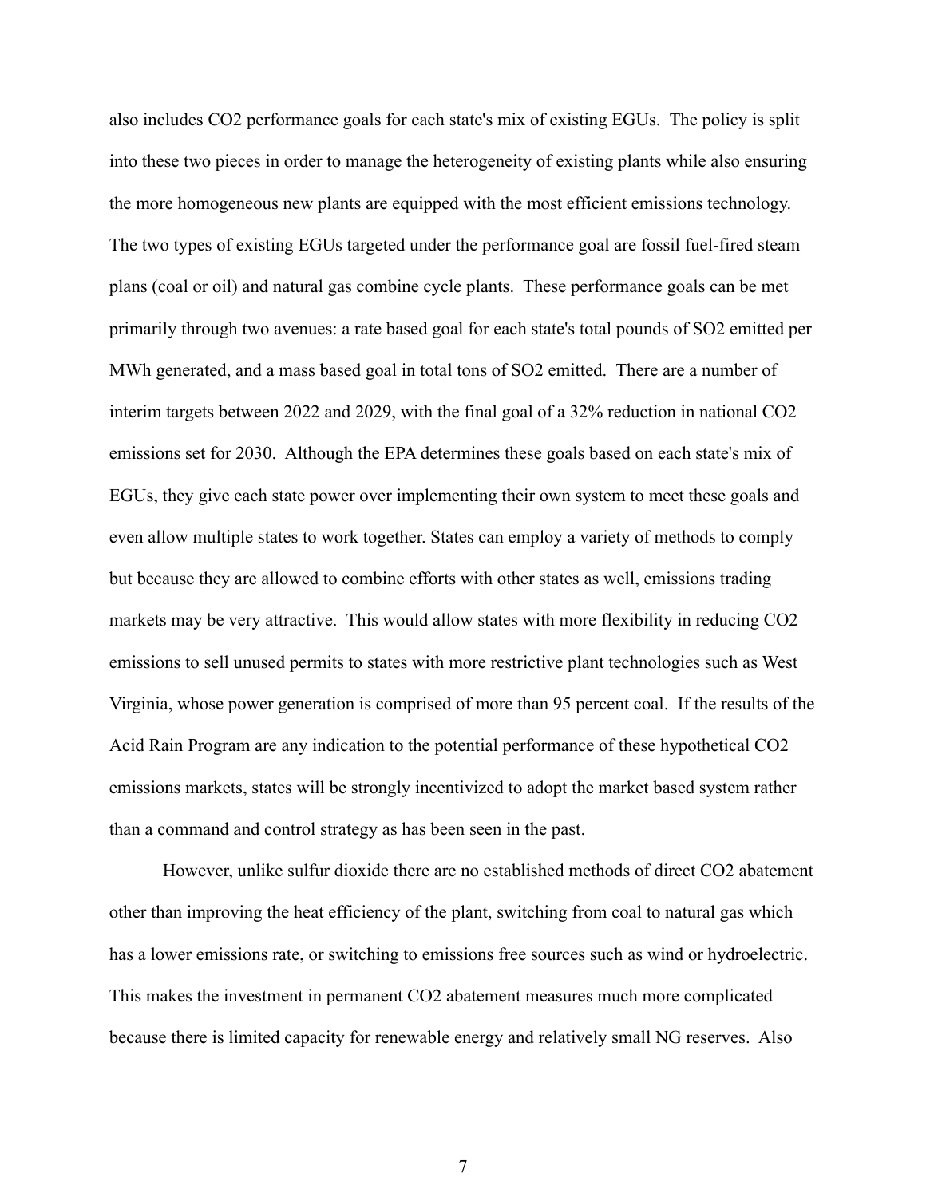also includes $CO_2$ performance goals for each state's mix of existing EGUs. The policy is split into these two pieces in order to manage the heterogeneity of existing plants while also ensuring the more homogeneous new plants are equipped with the most efficient emissions technology. The two types of existing EGUs targeted under the performance goal are fossil fuel-fired steam plans (coal or oil) and natural gas combine cycle plants. These performance goals can be met primarily through two avenues: a rate based goal for each state's total pounds of $SO_2$ emitted per MWh generated, and a mass based goal in total tons of $SO_2$ emitted. There are a number of interim targets between 2022 and 2029, with the final goal of a 32% reduction in national $CO_2$ emissions set for 2030. Although the EPA determines these goals based on each state's mix of EGUs, they give each state power over implementing their own system to meet these goals and even allow multiple states to work together. States can employ a variety of methods to comply but because they are allowed to combine efforts with other states as well, emissions trading markets may be very attractive. This would allow states with more flexibility in reducing $CO_2$ emissions to sell unused permits to states with more restrictive plant technologies such as West Virginia, whose power generation is comprised of more than 95 percent coal. If the results of the Acid Rain Program are any indication to the potential performance of these hypothetical $CO_2$ emissions markets, states will be strongly incentivized to adopt the market based system rather than a command and control strategy as has been seen in the past.

However, unlike sulfur dioxide there are no established methods of direct $CO_2$ abatement other than improving the heat efficiency of the plant, switching from coal to natural gas which has a lower emissions rate, or switching to emissions free sources such as wind or hydroelectric. This makes the investment in permanent $CO_2$ abatement measures much more complicated because there is limited capacity for renewable energy and relatively small NG reserves. Also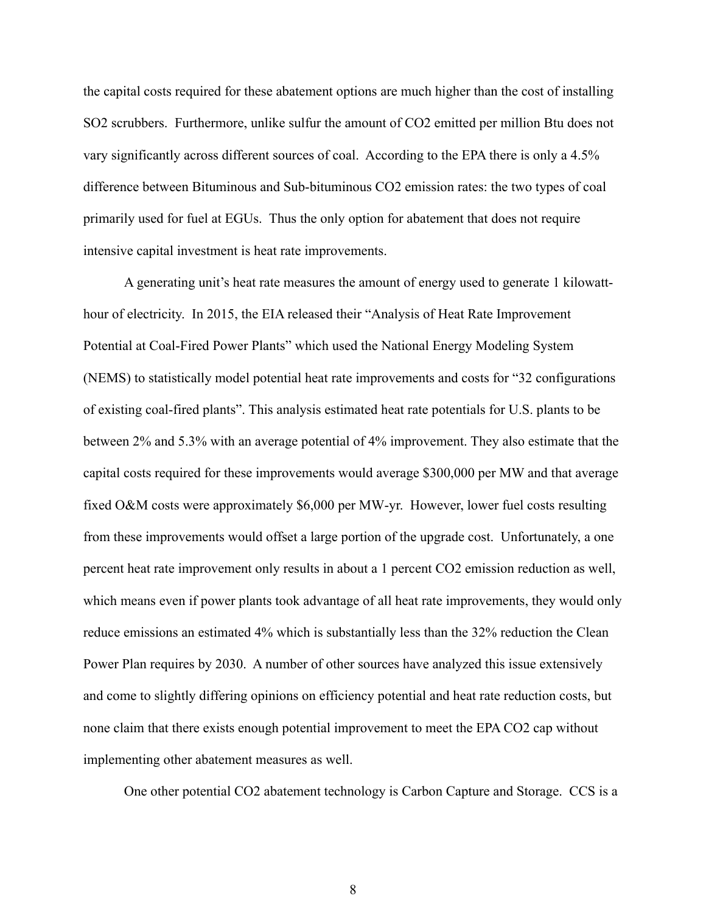the capital costs required for these abatement options are much higher than the cost of installing $SO_2$ scrubbers. Furthermore, unlike sulfur the amount of $CO_2$ emitted per million Btu does not vary significantly across different sources of coal. According to the EPA there is only a 4.5% difference between Bituminous and Sub-bituminous $CO_2$ emission rates: the two types of coal primarily used for fuel at EGUs. Thus the only option for abatement that does not require intensive capital investment is heat rate improvements.

A generating unit's heat rate measures the amount of energy used to generate 1 kilowatt-hour of electricity. In 2015, the EIA released their "Analysis of Heat Rate Improvement Potential at Coal-Fired Power Plants" which used the National Energy Modeling System (NEMS) to statistically model potential heat rate improvements and costs for "32 configurations of existing coal-fired plants". This analysis estimated heat rate potentials for U.S. plants to be between 2% and 5.3% with an average potential of 4% improvement. They also estimate that the capital costs required for these improvements would average $300,000 per MW and that average fixed O&M costs were approximately $6,000 per MW-yr. However, lower fuel costs resulting from these improvements would offset a large portion of the upgrade cost. Unfortunately, a one percent heat rate improvement only results in about a 1 percent $CO_2$ emission reduction as well, which means even if power plants took advantage of all heat rate improvements, they would only reduce emissions an estimated 4% which is substantially less than the 32% reduction the Clean Power Plan requires by 2030. A number of other sources have analyzed this issue extensively and come to slightly differing opinions on efficiency potential and heat rate reduction costs, but none claim that there exists enough potential improvement to meet the EPA $CO_2$ cap without implementing other abatement measures as well.

One other potential $CO_2$ abatement technology is Carbon Capture and Storage. CCS is a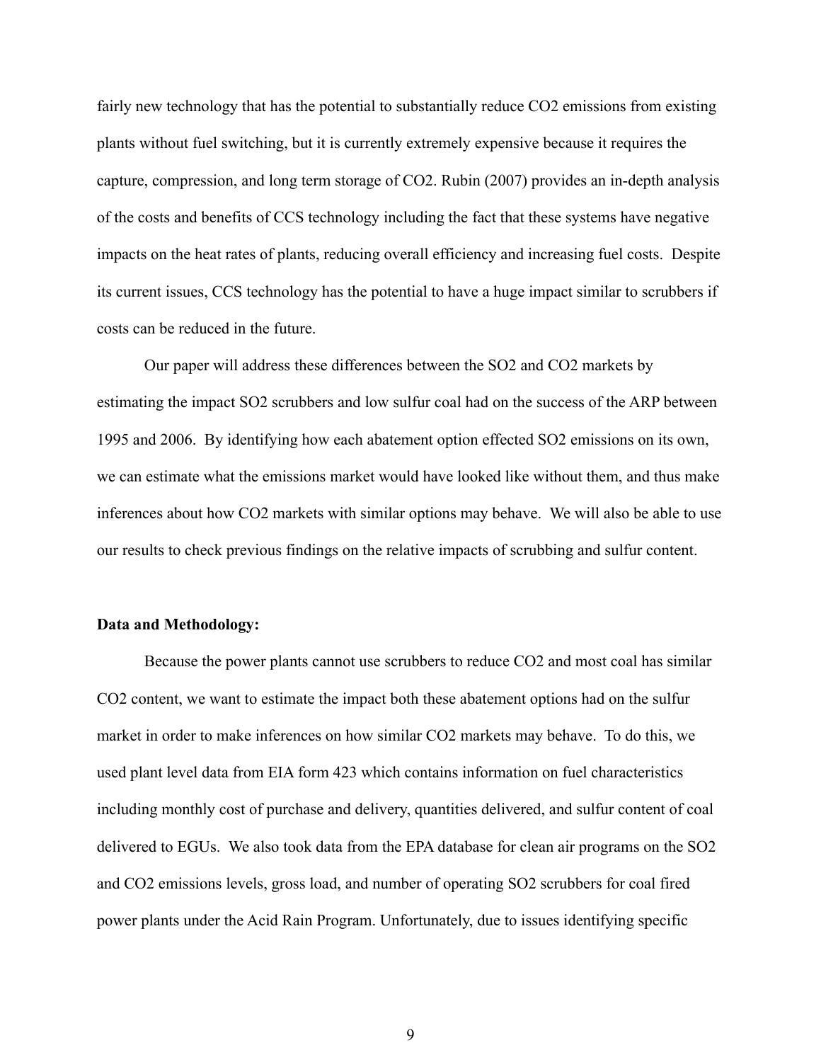fairly new technology that has the potential to substantially reduce $CO_2$ emissions from existing plants without fuel switching, but it is currently extremely expensive because it requires the capture, compression, and long term storage of $CO_2$. Rubin (2007) provides an in-depth analysis of the costs and benefits of CCS technology including the fact that these systems have negative impacts on the heat rates of plants, reducing overall efficiency and increasing fuel costs. Despite its current issues, CCS technology has the potential to have a huge impact similar to scrubbers if costs can be reduced in the future.

Our paper will address these differences between the $SO_2$ and $CO_2$ markets by estimating the impact $SO_2$ scrubbers and low sulfur coal had on the success of the ARP between 1995 and 2006. By identifying how each abatement option effected $SO_2$ emissions on its own, we can estimate what the emissions market would have looked like without them, and thus make inferences about how $CO_2$ markets with similar options may behave. We will also be able to use our results to check previous findings on the relative impacts of scrubbing and sulfur content.

**Data and Methodology:**

Because the power plants cannot use scrubbers to reduce $CO_2$ and most coal has similar $CO_2$ content, we want to estimate the impact both these abatement options had on the sulfur market in order to make inferences on how similar $CO_2$ markets may behave. To do this, we used plant level data from EIA form 423 which contains information on fuel characteristics including monthly cost of purchase and delivery, quantities delivered, and sulfur content of coal delivered to EGUs. We also took data from the EPA database for clean air programs on the $SO_2$ and $CO_2$ emissions levels, gross load, and number of operating $SO_2$ scrubbers for coal fired power plants under the Acid Rain Program. Unfortunately, due to issues identifying specific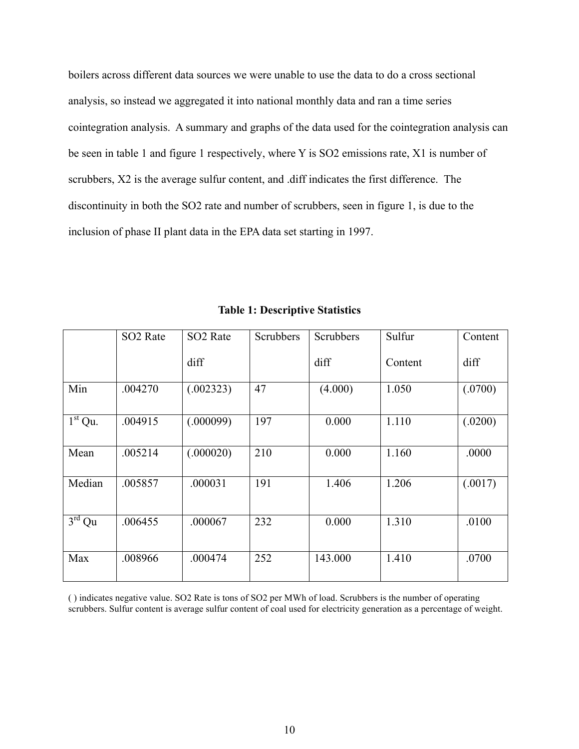boilers across different data sources we were unable to use the data to do a cross sectional analysis, so instead we aggregated it into national monthly data and ran a time series cointegration analysis. A summary and graphs of the data used for the cointegration analysis can be seen in table 1 and figure 1 respectively, where Y is $SO_2$ emissions rate, X1 is number of scrubbers, X2 is the average sulfur content, and .diff indicates the first difference. The discontinuity in both the $SO_2$ rate and number of scrubbers, seen in figure 1, is due to the inclusion of phase II plant data in the EPA data set starting in 1997.

**Table 1: Descriptive Statistics**

| | SO2 Rate | SO2 Rate diff | Scrubbers | Scrubbers diff | Sulfur Content | Content diff |
|---|---|---|---|---|---|---|
| Min | .004270 | (.002323) | 47 | (4.000) | 1.050 | (.0700) |
| 1st Qu. | .004915 | (.000099) | 197 | 0.000 | 1.110 | (.0200) |
| Mean | .005214 | (.000020) | 210 | 0.000 | 1.160 | .0000 |
| Median | .005857 | .000031 | 191 | 1.406 | 1.206 | (.0017) |
| 3rd Qu | .006455 | .000067 | 232 | 0.000 | 1.310 | .0100 |
| Max | .008966 | .000474 | 252 | 143.000 | 1.410 | .0700 |

( ) indicates negative value. SO2 Rate is tons of SO2 per MWh of load. Scrubbers is the number of operating scrubbers. Sulfur content is average sulfur content of coal used for electricity generation as a percentage of weight.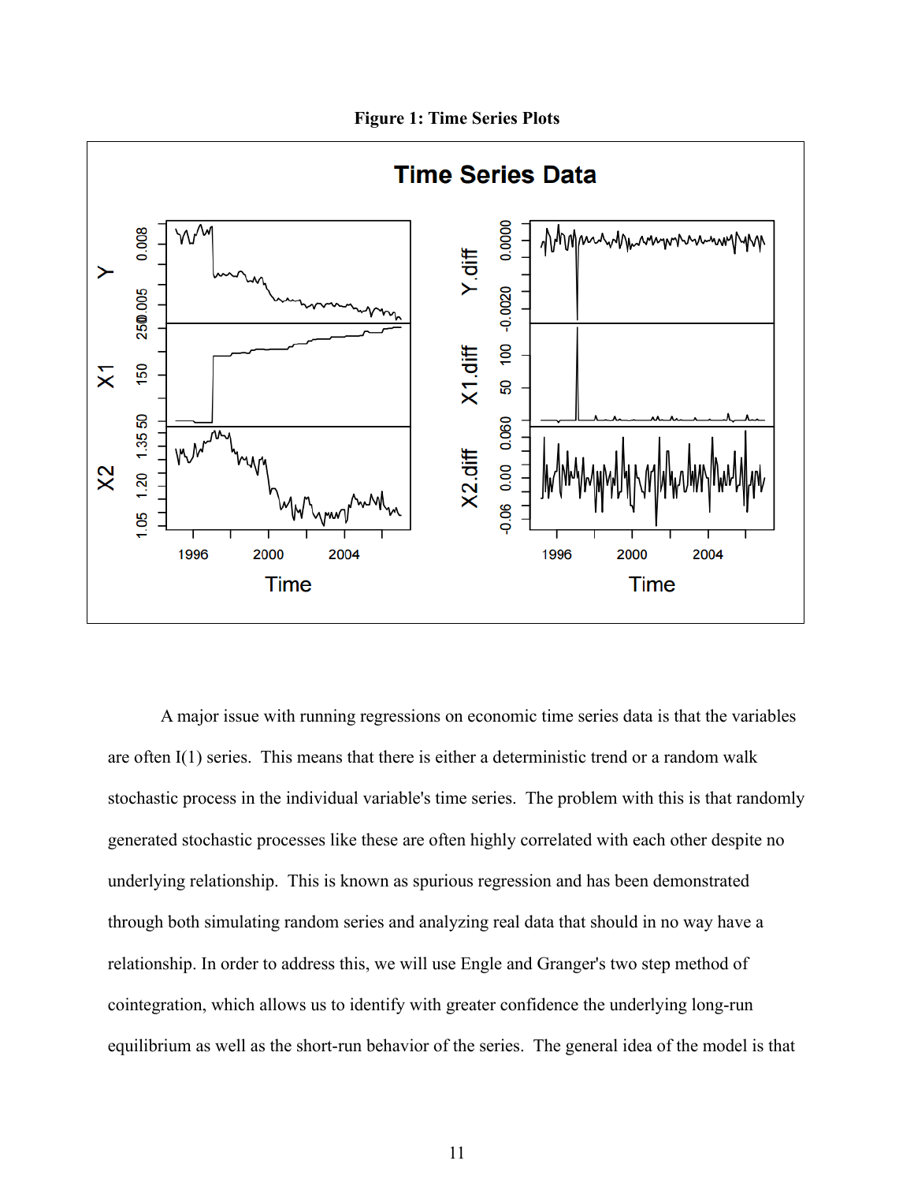**Figure 1: Time Series Plots**

A major issue with running regressions on economic time series data is that the variables are often I(1) series. This means that there is either a deterministic trend or a random walk stochastic process in the individual variable's time series. The problem with this is that randomly generated stochastic processes like these are often highly correlated with each other despite no underlying relationship. This is known as spurious regression and has been demonstrated through both simulating random series and analyzing real data that should in no way have a relationship. In order to address this, we will use Engle and Granger's two step method of cointegration, which allows us to identify with greater confidence the underlying long-run equilibrium as well as the short-run behavior of the series. The general idea of the model is that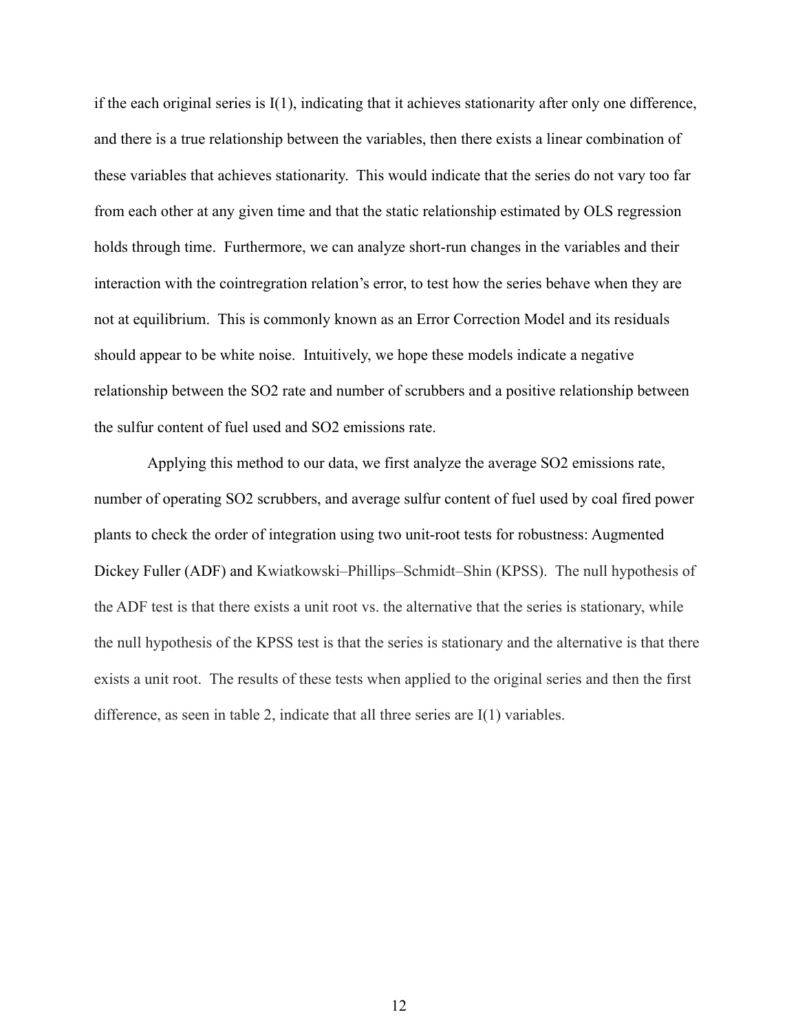if the each original series is I(1), indicating that it achieves stationarity after only one difference, and there is a true relationship between the variables, then there exists a linear combination of these variables that achieves stationarity. This would indicate that the series do not vary too far from each other at any given time and that the static relationship estimated by OLS regression holds through time. Furthermore, we can analyze short-run changes in the variables and their interaction with the cointregration relation's error, to test how the series behave when they are not at equilibrium. This is commonly known as an Error Correction Model and its residuals should appear to be white noise. Intuitively, we hope these models indicate a negative relationship between the SO2 rate and number of scrubbers and a positive relationship between the sulfur content of fuel used and SO2 emissions rate.

Applying this method to our data, we first analyze the average SO2 emissions rate, number of operating SO2 scrubbers, and average sulfur content of fuel used by coal fired power plants to check the order of integration using two unit-root tests for robustness: Augmented Dickey Fuller (ADF) and Kwiatkowski–Phillips–Schmidt–Shin (KPSS). The null hypothesis of the ADF test is that there exists a unit root vs. the alternative that the series is stationary, while the null hypothesis of the KPSS test is that the series is stationary and the alternative is that there exists a unit root. The results of these tests when applied to the original series and then the first difference, as seen in table 2, indicate that all three series are I(1) variables.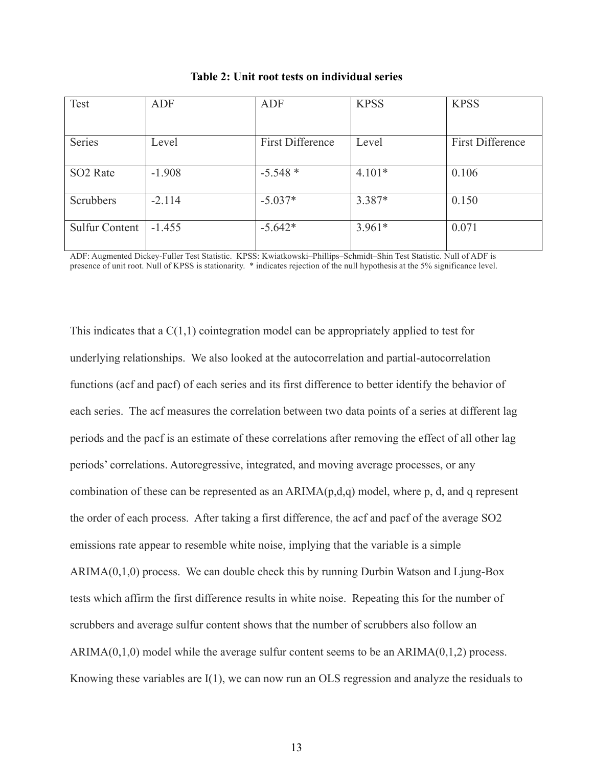**Table 2: Unit root tests on individual series**

| Test | ADF | ADF | KPSS | KPSS |
|---|---|---|---|---|
| Series | Level | First Difference | Level | First Difference |
| $SO_2$ Rate | -1.908 | -5.548 * | 4.101* | 0.106 |
| Scrubbers | -2.114 | -5.037* | 3.387* | 0.150 |
| Sulfur Content | -1.455 | -5.642* | 3.961* | 0.071 |

ADF: Augmented Dickey-Fuller Test Statistic. KPSS: Kwiatkowski–Phillips–Schmidt–Shin Test Statistic. Null of ADF is presence of unit root. Null of KPSS is stationarity. * indicates rejection of the null hypothesis at the 5% significance level.

This indicates that a C(1,1) cointegration model can be appropriately applied to test for underlying relationships. We also looked at the autocorrelation and partial-autocorrelation functions (acf and pacf) of each series and its first difference to better identify the behavior of each series. The acf measures the correlation between two data points of a series at different lag periods and the pacf is an estimate of these correlations after removing the effect of all other lag periods' correlations. Autoregressive, integrated, and moving average processes, or any combination of these can be represented as an ARIMA(p,d,q) model, where p, d, and q represent the order of each process. After taking a first difference, the acf and pacf of the average $SO_2$ emissions rate appear to resemble white noise, implying that the variable is a simple ARIMA(0,1,0) process. We can double check this by running Durbin Watson and Ljung-Box tests which affirm the first difference results in white noise. Repeating this for the number of scrubbers and average sulfur content shows that the number of scrubbers also follow an ARIMA(0,1,0) model while the average sulfur content seems to be an ARIMA(0,1,2) process. Knowing these variables are I(1), we can now run an OLS regression and analyze the residuals to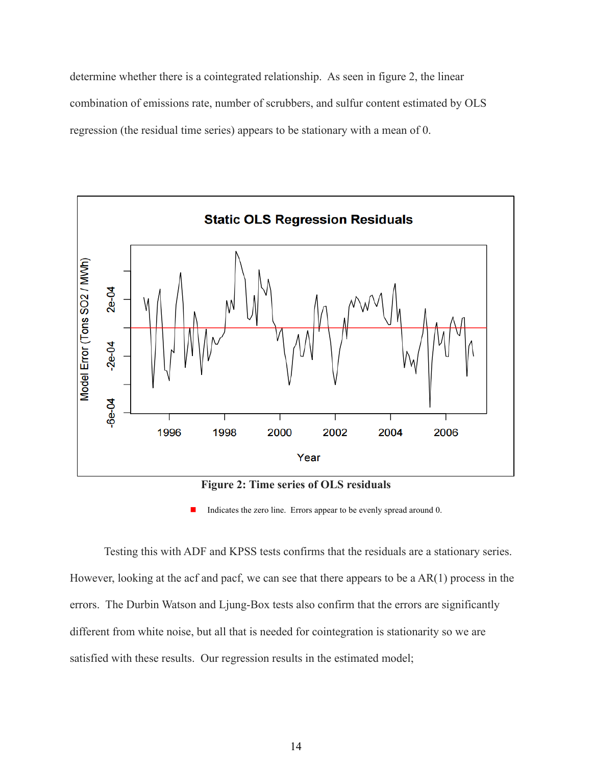determine whether there is a cointegrated relationship. As seen in figure 2, the linear combination of emissions rate, number of scrubbers, and sulfur content estimated by OLS regression (the residual time series) appears to be stationary with a mean of 0.

**Figure 2: Time series of OLS residuals**

■ Indicates the zero line. Errors appear to be evenly spread around 0.

Testing this with ADF and KPSS tests confirms that the residuals are a stationary series. However, looking at the acf and pacf, we can see that there appears to be a AR(1) process in the errors. The Durbin Watson and Ljung-Box tests also confirm that the errors are significantly different from white noise, but all that is needed for cointegration is stationarity so we are satisfied with these results. Our regression results in the estimated model;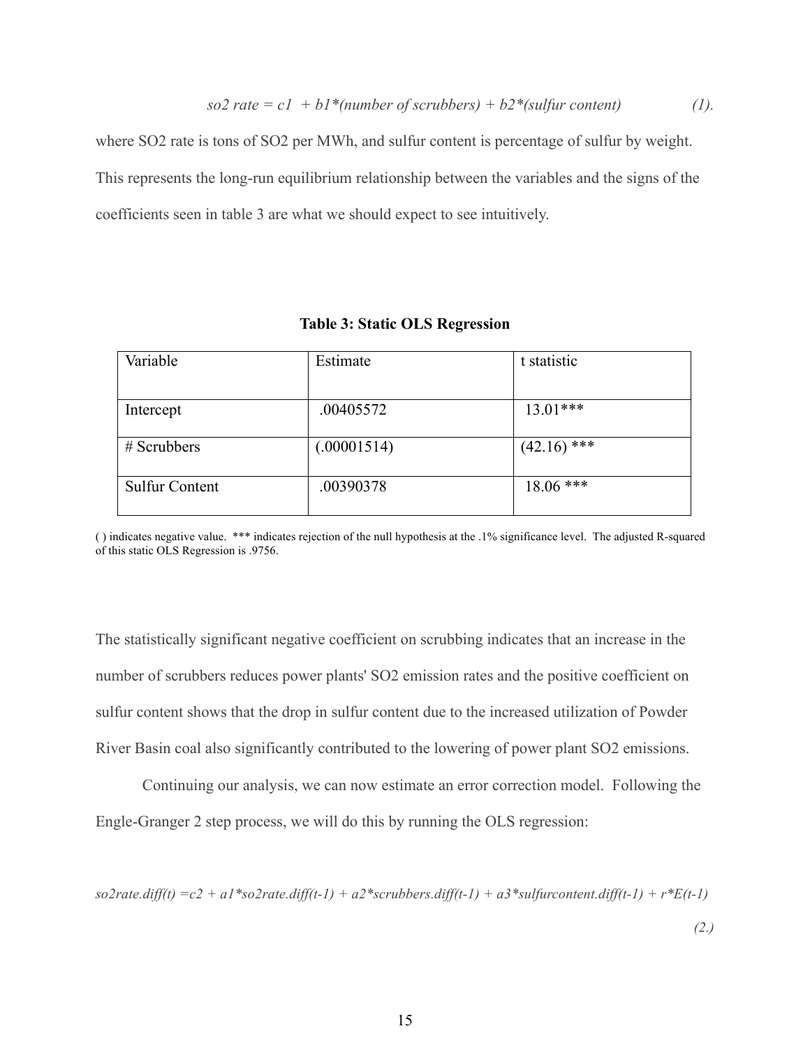$$so2\ rate = c1 + b1*(number\ of\ scrubbers) + b2*(sulfur\ content) \qquad (1).$$

where SO2 rate is tons of SO2 per MWh, and sulfur content is percentage of sulfur by weight. This represents the long-run equilibrium relationship between the variables and the signs of the coefficients seen in table 3 are what we should expect to see intuitively.

**Table 3: Static OLS Regression**

| Variable | Estimate | t statistic |
|---|---|---|
| Intercept | .00405572 | 13.01*** |
| # Scrubbers | (.00001514) | (42.16) *** |
| Sulfur Content | .00390378 | 18.06 *** |

( ) indicates negative value. *** indicates rejection of the null hypothesis at the .1% significance level. The adjusted R-squared of this static OLS Regression is .9756.

The statistically significant negative coefficient on scrubbing indicates that an increase in the number of scrubbers reduces power plants' SO2 emission rates and the positive coefficient on sulfur content shows that the drop in sulfur content due to the increased utilization of Powder River Basin coal also significantly contributed to the lowering of power plant SO2 emissions.

Continuing our analysis, we can now estimate an error correction model. Following the Engle-Granger 2 step process, we will do this by running the OLS regression:

$$so2rate.diff(t) = c2 + a1*so2rate.diff(t-1) + a2*scrubbers.diff(t-1) + a3*sulfurcontent.diff(t-1) + r*E(t-1) \qquad (2.)$$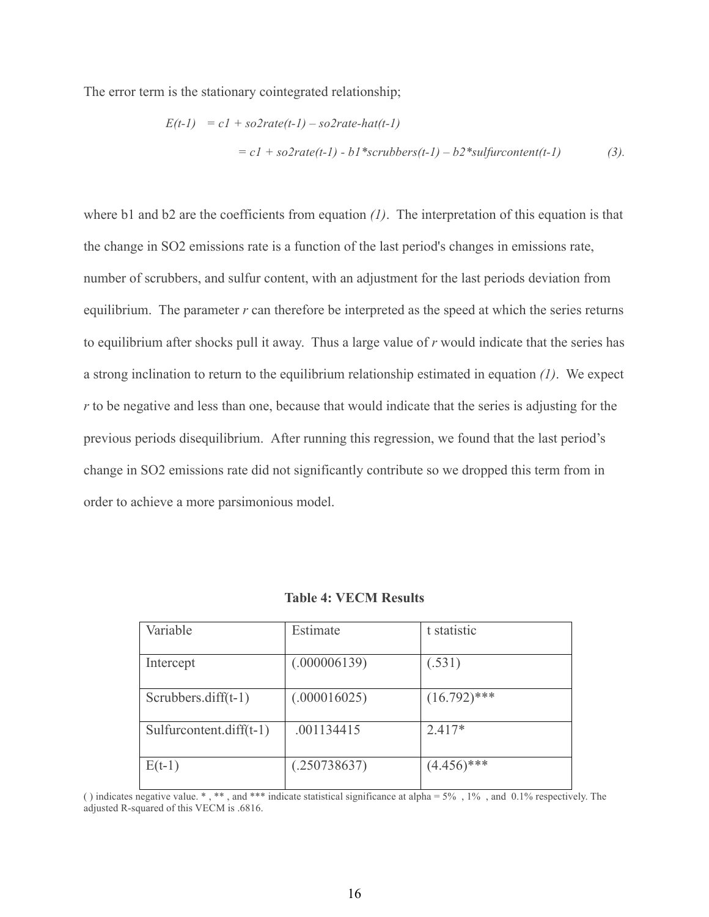The error term is the stationary cointegrated relationship;

$$E(t\text{-}1) = c1 + so2rate(t\text{-}1) - so2rate\text{-}hat(t\text{-}1)$$

$$= c1 + so2rate(t\text{-}1) - b1 * scrubbers(t\text{-}1) - b2 * sulfurcontent(t\text{-}1) \quad (3).$$

where b1 and b2 are the coefficients from equation *(1)*. The interpretation of this equation is that the change in SO2 emissions rate is a function of the last period's changes in emissions rate, number of scrubbers, and sulfur content, with an adjustment for the last periods deviation from equilibrium. The parameter *r* can therefore be interpreted as the speed at which the series returns to equilibrium after shocks pull it away. Thus a large value of *r* would indicate that the series has a strong inclination to return to the equilibrium relationship estimated in equation *(1)*. We expect *r* to be negative and less than one, because that would indicate that the series is adjusting for the previous periods disequilibrium. After running this regression, we found that the last period's change in SO2 emissions rate did not significantly contribute so we dropped this term from in order to achieve a more parsimonious model.

**Table 4: VECM Results**

| Variable | Estimate | t statistic |
|---|---|---|
| Intercept | (.000006139) | (.531) |
| Scrubbers.diff(t-1) | (.000016025) | (16.792)*** |
| Sulfurcontent.diff(t-1) | .001134415 | 2.417* |
| E(t-1) | (.250738637) | (4.456)*** |

( ) indicates negative value. * , ** , and *** indicate statistical significance at alpha = 5% , 1% , and 0.1% respectively. The adjusted R-squared of this VECM is .6816.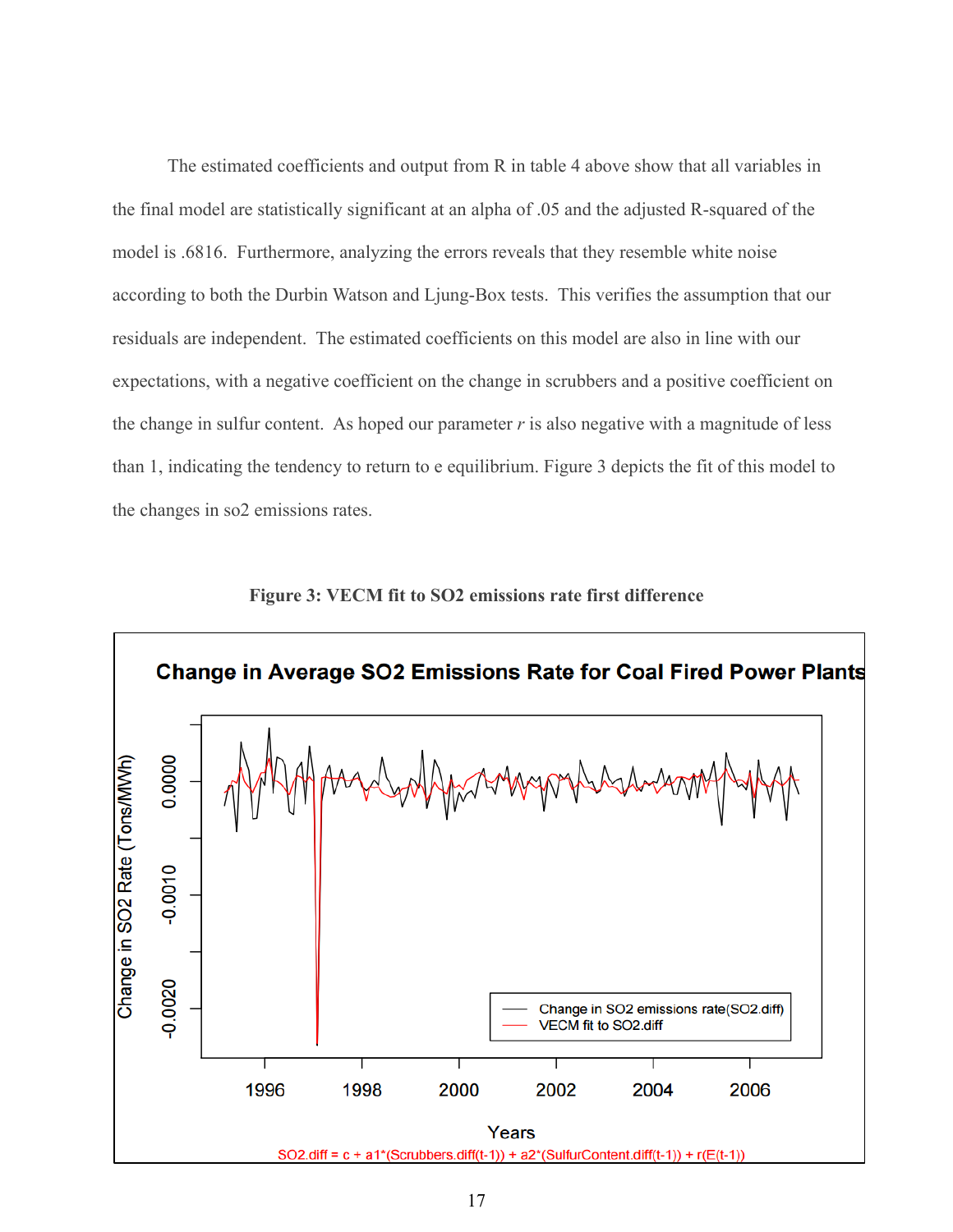The estimated coefficients and output from R in table 4 above show that all variables in the final model are statistically significant at an alpha of .05 and the adjusted R-squared of the model is .6816. Furthermore, analyzing the errors reveals that they resemble white noise according to both the Durbin Watson and Ljung-Box tests. This verifies the assumption that our residuals are independent. The estimated coefficients on this model are also in line with our expectations, with a negative coefficient on the change in scrubbers and a positive coefficient on the change in sulfur content. As hoped our parameter *r* is also negative with a magnitude of less than 1, indicating the tendency to return to e equilibrium. Figure 3 depicts the fit of this model to the changes in so2 emissions rates.

**Figure 3: VECM fit to SO2 emissions rate first difference**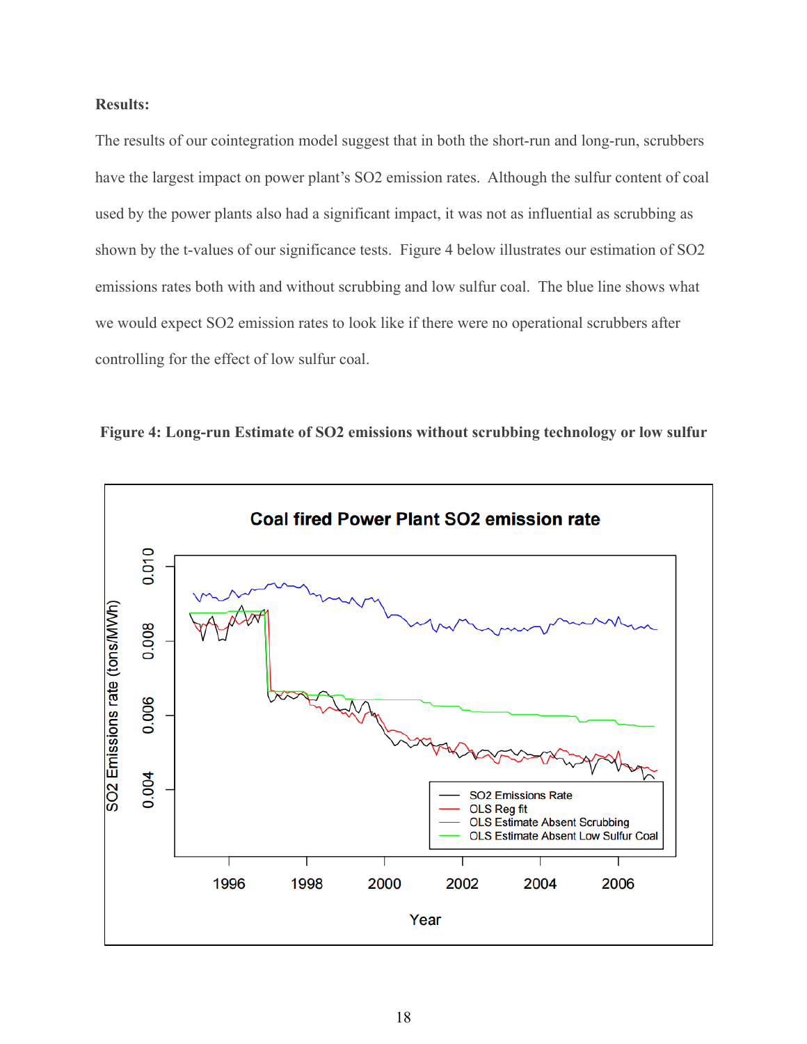**Results:**

The results of our cointegration model suggest that in both the short-run and long-run, scrubbers have the largest impact on power plant's $SO_2$ emission rates. Although the sulfur content of coal used by the power plants also had a significant impact, it was not as influential as scrubbing as shown by the t-values of our significance tests. Figure 4 below illustrates our estimation of $SO_2$ emissions rates both with and without scrubbing and low sulfur coal. The blue line shows what we would expect $SO_2$ emission rates to look like if there were no operational scrubbers after controlling for the effect of low sulfur coal.

**Figure 4: Long-run Estimate of SO2 emissions without scrubbing technology or low sulfur**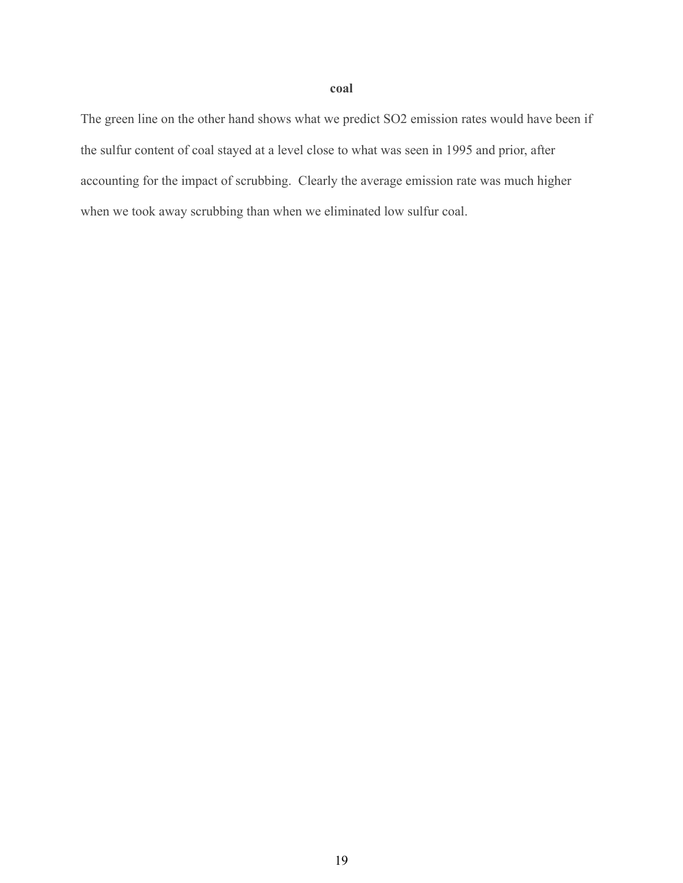**coal**

The green line on the other hand shows what we predict $SO_2$ emission rates would have been if the sulfur content of coal stayed at a level close to what was seen in 1995 and prior, after accounting for the impact of scrubbing. Clearly the average emission rate was much higher when we took away scrubbing than when we eliminated low sulfur coal.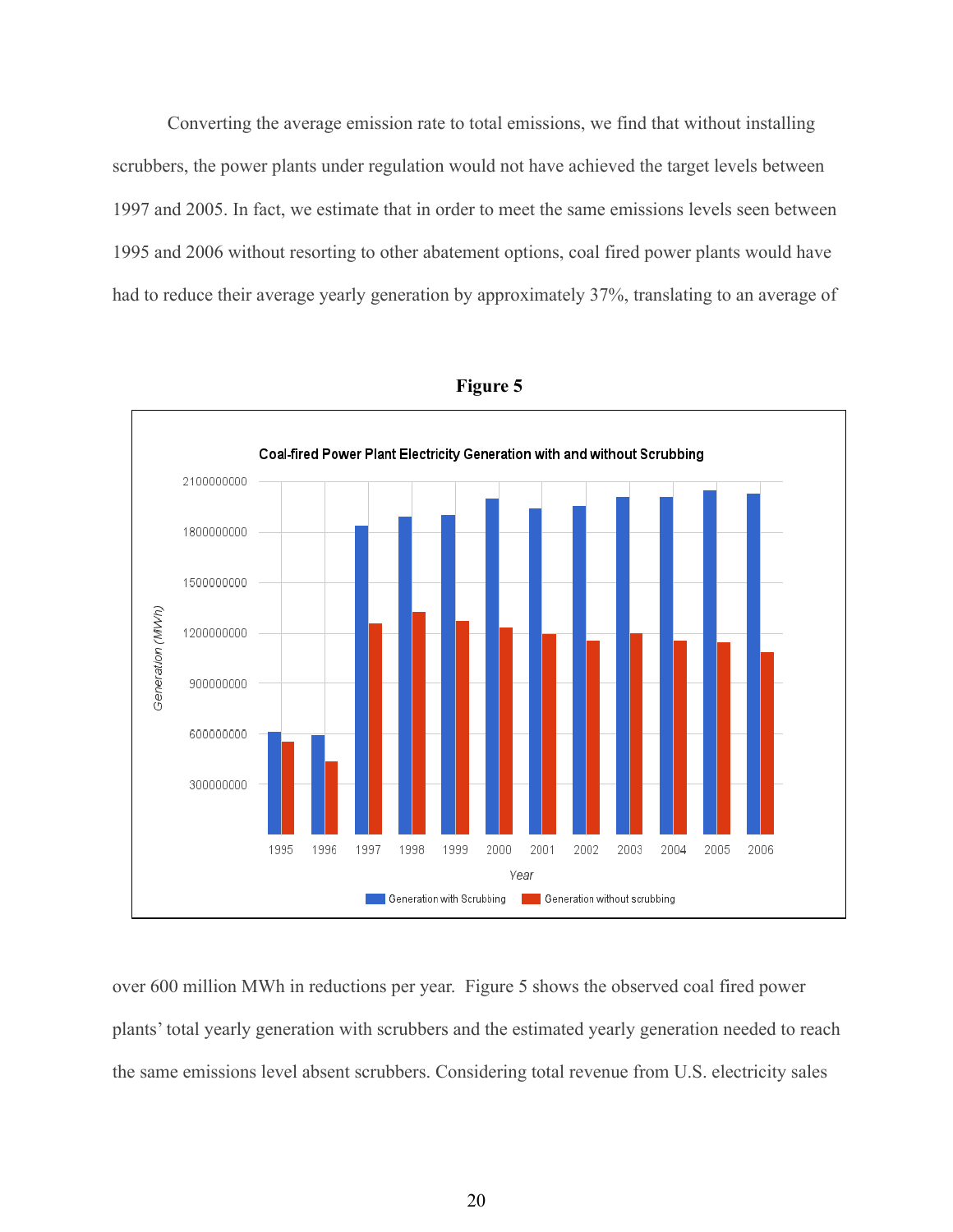Converting the average emission rate to total emissions, we find that without installing scrubbers, the power plants under regulation would not have achieved the target levels between 1997 and 2005. In fact, we estimate that in order to meet the same emissions levels seen between 1995 and 2006 without resorting to other abatement options, coal fired power plants would have had to reduce their average yearly generation by approximately 37%, translating to an average of

**Figure 5**

over 600 million MWh in reductions per year. Figure 5 shows the observed coal fired power plants' total yearly generation with scrubbers and the estimated yearly generation needed to reach the same emissions level absent scrubbers. Considering total revenue from U.S. electricity sales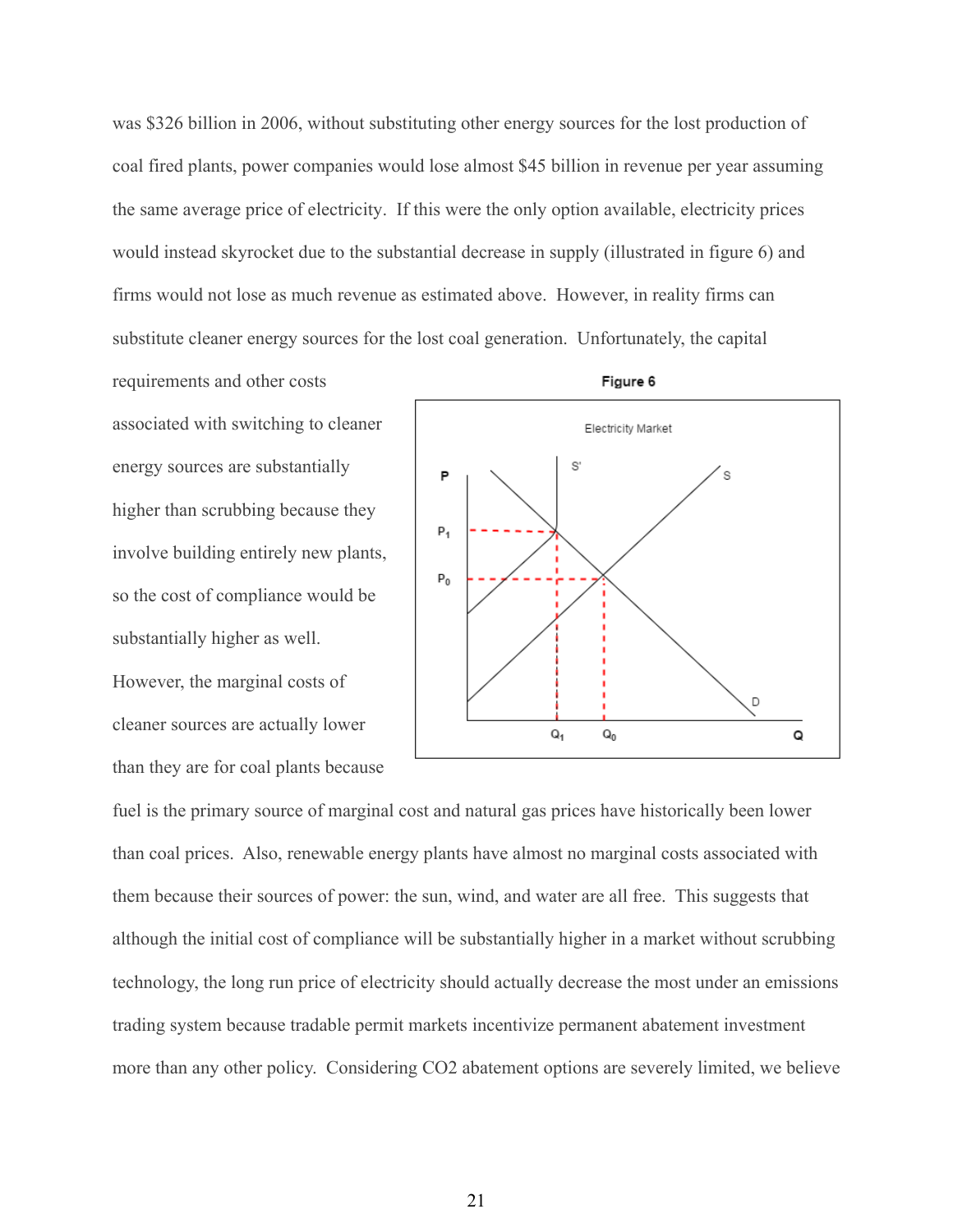was $326 billion in 2006, without substituting other energy sources for the lost production of coal fired plants, power companies would lose almost $45 billion in revenue per year assuming the same average price of electricity. If this were the only option available, electricity prices would instead skyrocket due to the substantial decrease in supply (illustrated in figure 6) and firms would not lose as much revenue as estimated above. However, in reality firms can substitute cleaner energy sources for the lost coal generation. Unfortunately, the capital requirements and other costs associated with switching to cleaner energy sources are substantially higher than scrubbing because they involve building entirely new plants, so the cost of compliance would be substantially higher as well. However, the marginal costs of cleaner sources are actually lower than they are for coal plants because fuel is the primary source of marginal cost and natural gas prices have historically been lower than coal prices. Also, renewable energy plants have almost no marginal costs associated with them because their sources of power: the sun, wind, and water are all free. This suggests that although the initial cost of compliance will be substantially higher in a market without scrubbing technology, the long run price of electricity should actually decrease the most under an emissions trading system because tradable permit markets incentivize permanent abatement investment more than any other policy. Considering CO2 abatement options are severely limited, we believe

**Figure 6**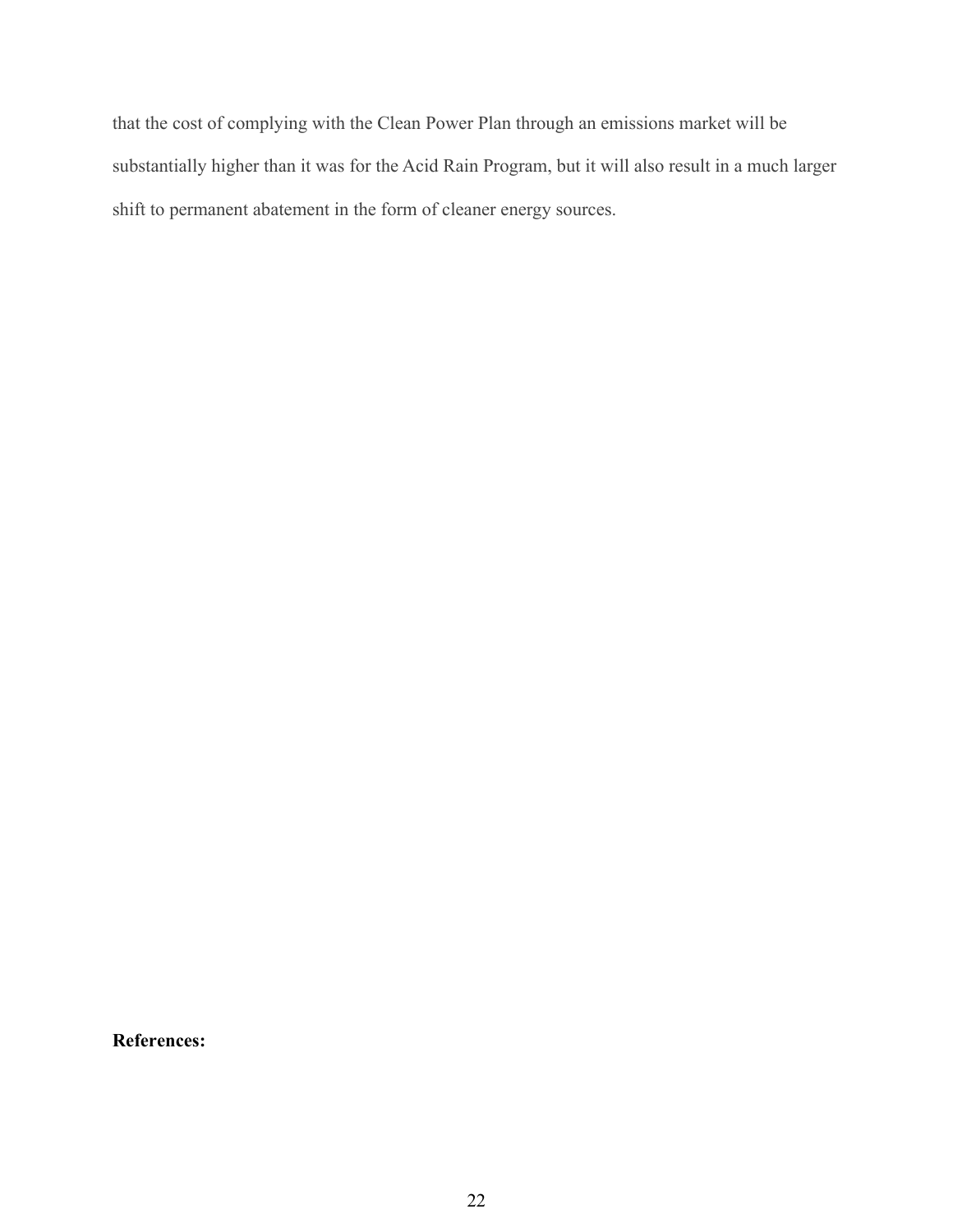that the cost of complying with the Clean Power Plan through an emissions market will be substantially higher than it was for the Acid Rain Program, but it will also result in a much larger shift to permanent abatement in the form of cleaner energy sources.

**References:**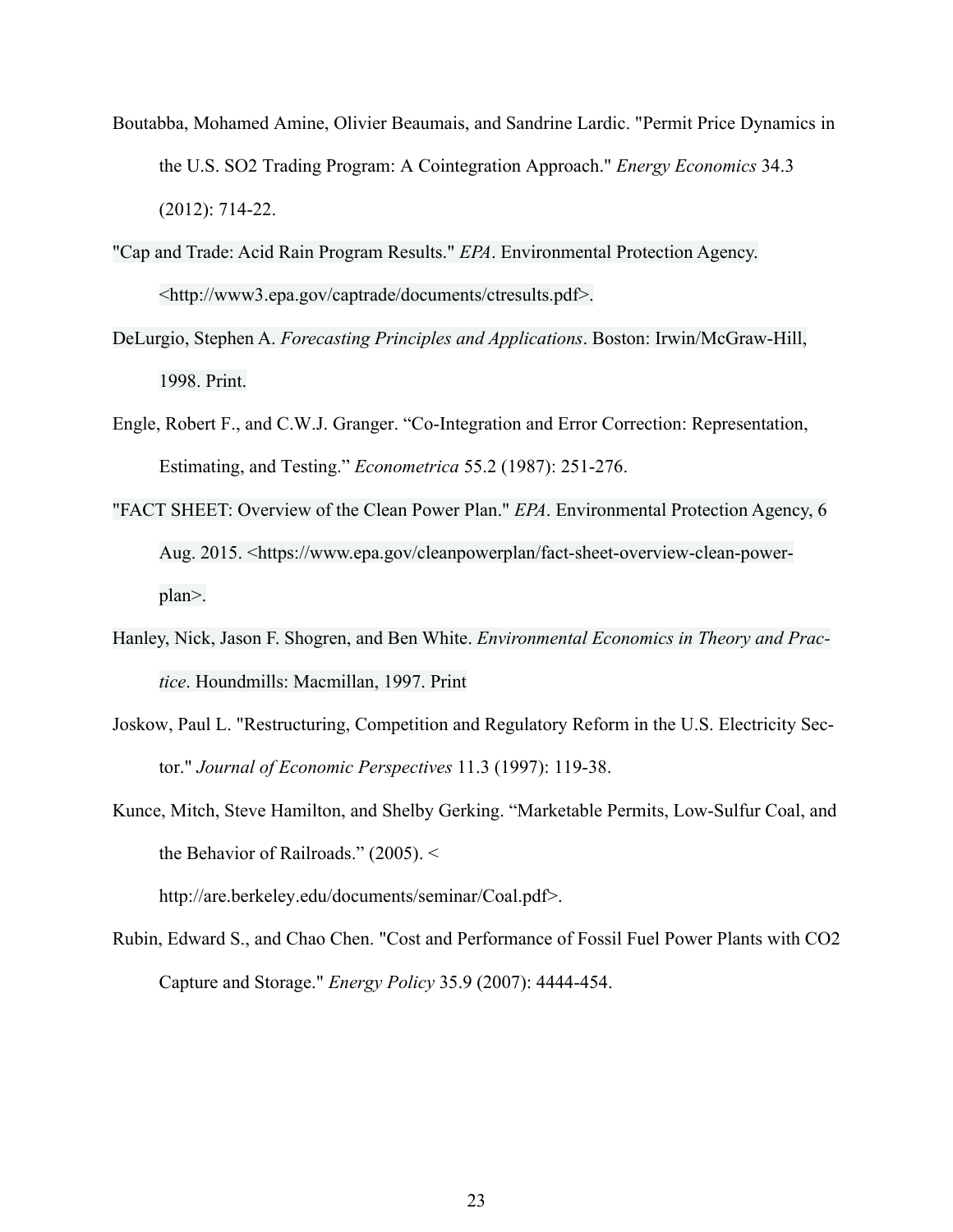Boutabba, Mohamed Amine, Olivier Beaumais, and Sandrine Lardic. "Permit Price Dynamics in the U.S. SO2 Trading Program: A Cointegration Approach." *Energy Economics* 34.3 (2012): 714-22.

"Cap and Trade: Acid Rain Program Results." *EPA*. Environmental Protection Agency. <http://www3.epa.gov/captrade/documents/ctresults.pdf>.

DeLurgio, Stephen A. *Forecasting Principles and Applications*. Boston: Irwin/McGraw-Hill, 1998. Print.

Engle, Robert F., and C.W.J. Granger. "Co-Integration and Error Correction: Representation, Estimating, and Testing." *Econometrica* 55.2 (1987): 251-276.

"FACT SHEET: Overview of the Clean Power Plan." *EPA*. Environmental Protection Agency, 6 Aug. 2015. <https://www.epa.gov/cleanpowerplan/fact-sheet-overview-clean-power-plan>.

Hanley, Nick, Jason F. Shogren, and Ben White. *Environmental Economics in Theory and Practice*. Houndmills: Macmillan, 1997. Print

Joskow, Paul L. "Restructuring, Competition and Regulatory Reform in the U.S. Electricity Sector." *Journal of Economic Perspectives* 11.3 (1997): 119-38.

Kunce, Mitch, Steve Hamilton, and Shelby Gerking. "Marketable Permits, Low-Sulfur Coal, and the Behavior of Railroads." (2005). < http://are.berkeley.edu/documents/seminar/Coal.pdf>.

Rubin, Edward S., and Chao Chen. "Cost and Performance of Fossil Fuel Power Plants with CO2 Capture and Storage." *Energy Policy* 35.9 (2007): 4444-454.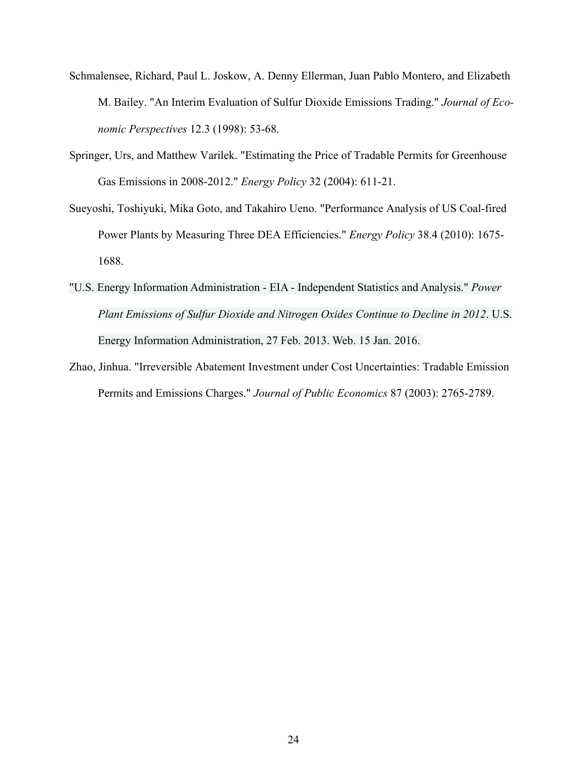Schmalensee, Richard, Paul L. Joskow, A. Denny Ellerman, Juan Pablo Montero, and Elizabeth M. Bailey. "An Interim Evaluation of Sulfur Dioxide Emissions Trading." *Journal of Economic Perspectives* 12.3 (1998): 53-68.

Springer, Urs, and Matthew Varilek. "Estimating the Price of Tradable Permits for Greenhouse Gas Emissions in 2008-2012." *Energy Policy* 32 (2004): 611-21.

Sueyoshi, Toshiyuki, Mika Goto, and Takahiro Ueno. "Performance Analysis of US Coal-fired Power Plants by Measuring Three DEA Efficiencies." *Energy Policy* 38.4 (2010): 1675-1688.

"U.S. Energy Information Administration - EIA - Independent Statistics and Analysis." *Power Plant Emissions of Sulfur Dioxide and Nitrogen Oxides Continue to Decline in 2012*. U.S. Energy Information Administration, 27 Feb. 2013. Web. 15 Jan. 2016.

Zhao, Jinhua. "Irreversible Abatement Investment under Cost Uncertainties: Tradable Emission Permits and Emissions Charges." *Journal of Public Economics* 87 (2003): 2765-2789.